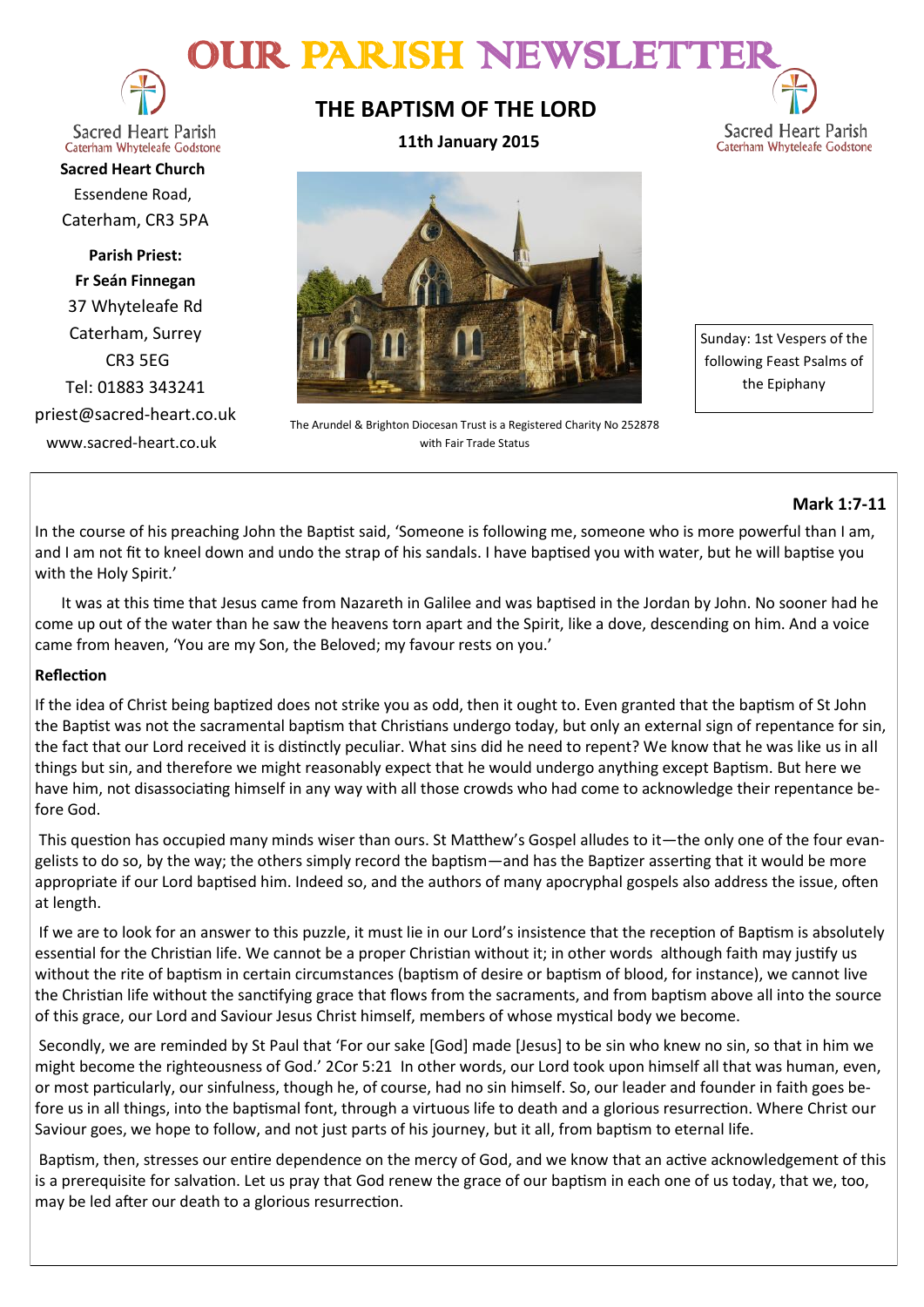# OUR PARISH NEWSLETTER

Sacred Heart Parish
Caterham Whyteleafe Godstone

**Sacred Heart Church**
Essendene Road,
Caterham, CR3 5PA

**Parish Priest:**
**Fr Seán Finnegan**
37 Whyteleafe Rd
Caterham, Surrey
CR3 5EG
Tel: 01883 343241
priest@sacred-heart.co.uk
www.sacred-heart.co.uk

## THE BAPTISM OF THE LORD

**11th January 2015**

The Arundel & Brighton Diocesan Trust is a Registered Charity No 252878 with Fair Trade Status

Sacred Heart Parish
Caterham Whyteleafe Godstone

Sunday: 1st Vespers of the following Feast Psalms of the Epiphany

**Mark 1:7-11**

In the course of his preaching John the Baptist said, 'Someone is following me, someone who is more powerful than I am, and I am not fit to kneel down and undo the strap of his sandals. I have baptised you with water, but he will baptise you with the Holy Spirit.'

It was at this time that Jesus came from Nazareth in Galilee and was baptised in the Jordan by John. No sooner had he come up out of the water than he saw the heavens torn apart and the Spirit, like a dove, descending on him. And a voice came from heaven, 'You are my Son, the Beloved; my favour rests on you.'

**Reflection**

If the idea of Christ being baptized does not strike you as odd, then it ought to. Even granted that the baptism of St John the Baptist was not the sacramental baptism that Christians undergo today, but only an external sign of repentance for sin, the fact that our Lord received it is distinctly peculiar. What sins did he need to repent? We know that he was like us in all things but sin, and therefore we might reasonably expect that he would undergo anything except Baptism. But here we have him, not disassociating himself in any way with all those crowds who had come to acknowledge their repentance before God.

This question has occupied many minds wiser than ours. St Matthew's Gospel alludes to it—the only one of the four evangelists to do so, by the way; the others simply record the baptism—and has the Baptizer asserting that it would be more appropriate if our Lord baptised him. Indeed so, and the authors of many apocryphal gospels also address the issue, often at length.

If we are to look for an answer to this puzzle, it must lie in our Lord's insistence that the reception of Baptism is absolutely essential for the Christian life. We cannot be a proper Christian without it; in other words although faith may justify us without the rite of baptism in certain circumstances (baptism of desire or baptism of blood, for instance), we cannot live the Christian life without the sanctifying grace that flows from the sacraments, and from baptism above all into the source of this grace, our Lord and Saviour Jesus Christ himself, members of whose mystical body we become.

Secondly, we are reminded by St Paul that 'For our sake [God] made [Jesus] to be sin who knew no sin, so that in him we might become the righteousness of God.' 2Cor 5:21 In other words, our Lord took upon himself all that was human, even, or most particularly, our sinfulness, though he, of course, had no sin himself. So, our leader and founder in faith goes before us in all things, into the baptismal font, through a virtuous life to death and a glorious resurrection. Where Christ our Saviour goes, we hope to follow, and not just parts of his journey, but it all, from baptism to eternal life.

Baptism, then, stresses our entire dependence on the mercy of God, and we know that an active acknowledgement of this is a prerequisite for salvation. Let us pray that God renew the grace of our baptism in each one of us today, that we, too, may be led after our death to a glorious resurrection.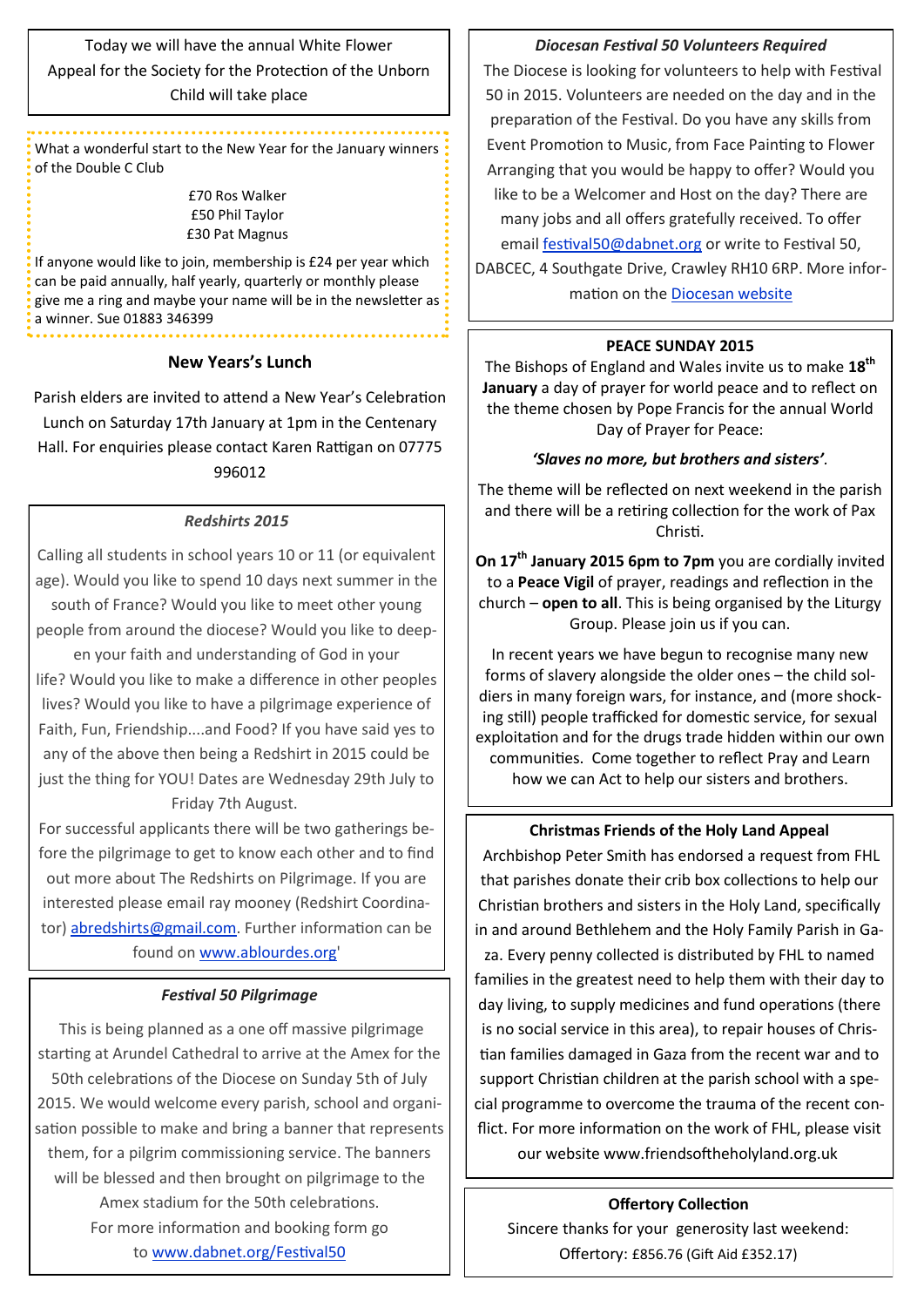Today we will have the annual White Flower Appeal for the Society for the Protection of the Unborn Child will take place

What a wonderful start to the New Year for the January winners of the Double C Club

£70 Ros Walker
£50 Phil Taylor
£30 Pat Magnus

If anyone would like to join, membership is £24 per year which can be paid annually, half yearly, quarterly or monthly please give me a ring and maybe your name will be in the newsletter as a winner. Sue 01883 346399

## New Years's Lunch

Parish elders are invited to attend a New Year's Celebration Lunch on Saturday 17th January at 1pm in the Centenary Hall. For enquiries please contact Karen Rattigan on 07775 996012

### *Redshirts 2015*

Calling all students in school years 10 or 11 (or equivalent age). Would you like to spend 10 days next summer in the south of France? Would you like to meet other young people from around the diocese? Would you like to deepen your faith and understanding of God in your life? Would you like to make a difference in other peoples lives? Would you like to have a pilgrimage experience of Faith, Fun, Friendship....and Food? If you have said yes to any of the above then being a Redshirt in 2015 could be just the thing for YOU! Dates are Wednesday 29th July to Friday 7th August.

For successful applicants there will be two gatherings before the pilgrimage to get to know each other and to find out more about The Redshirts on Pilgrimage. If you are interested please email ray mooney (Redshirt Coordinator) abredshirts@gmail.com. Further information can be found on www.ablourdes.org'

### *Festival 50 Pilgrimage*

This is being planned as a one off massive pilgrimage starting at Arundel Cathedral to arrive at the Amex for the 50th celebrations of the Diocese on Sunday 5th of July 2015. We would welcome every parish, school and organisation possible to make and bring a banner that represents them, for a pilgrim commissioning service. The banners will be blessed and then brought on pilgrimage to the Amex stadium for the 50th celebrations.

For more information and booking form go to www.dabnet.org/Festival50

### *Diocesan Festival 50 Volunteers Required*

The Diocese is looking for volunteers to help with Festival 50 in 2015. Volunteers are needed on the day and in the preparation of the Festival. Do you have any skills from Event Promotion to Music, from Face Painting to Flower Arranging that you would be happy to offer? Would you like to be a Welcomer and Host on the day? There are many jobs and all offers gratefully received. To offer email festival50@dabnet.org or write to Festival 50, DABCEC, 4 Southgate Drive, Crawley RH10 6RP. More information on the Diocesan website

### PEACE SUNDAY 2015

The Bishops of England and Wales invite us to make **18th January** a day of prayer for world peace and to reflect on the theme chosen by Pope Francis for the annual World Day of Prayer for Peace:

***'Slaves no more, but brothers and sisters'***.

The theme will be reflected on next weekend in the parish and there will be a retiring collection for the work of Pax Christi.

**On 17th January 2015 6pm to 7pm** you are cordially invited to a **Peace Vigil** of prayer, readings and reflection in the church – **open to all**. This is being organised by the Liturgy Group. Please join us if you can.

In recent years we have begun to recognise many new forms of slavery alongside the older ones – the child soldiers in many foreign wars, for instance, and (more shocking still) people trafficked for domestic service, for sexual exploitation and for the drugs trade hidden within our own communities. Come together to reflect Pray and Learn how we can Act to help our sisters and brothers.

### Christmas Friends of the Holy Land Appeal

Archbishop Peter Smith has endorsed a request from FHL that parishes donate their crib box collections to help our Christian brothers and sisters in the Holy Land, specifically in and around Bethlehem and the Holy Family Parish in Gaza. Every penny collected is distributed by FHL to named families in the greatest need to help them with their day to day living, to supply medicines and fund operations (there is no social service in this area), to repair houses of Christian families damaged in Gaza from the recent war and to support Christian children at the parish school with a special programme to overcome the trauma of the recent conflict. For more information on the work of FHL, please visit our website www.friendsoftheholyland.org.uk

### Offertory Collection

Sincere thanks for your generosity last weekend:
Offertory: £856.76 (Gift Aid £352.17)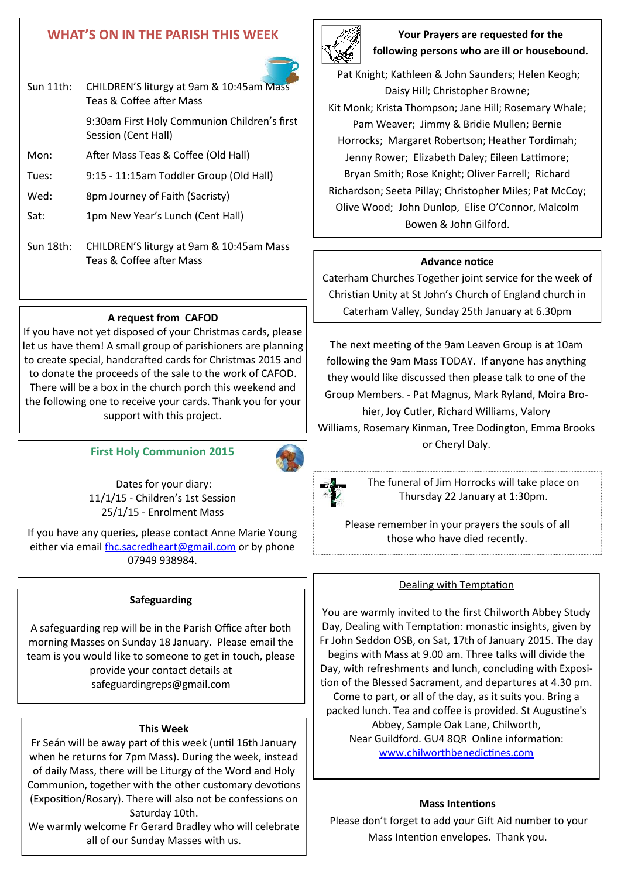## WHAT'S ON IN THE PARISH THIS WEEK

| | |
|---|---|
| Sun 11th: | CHILDREN'S liturgy at 9am & 10:45am Mass Teas & Coffee after Mass |
| | 9:30am First Holy Communion Children's first Session (Cent Hall) |
| Mon: | After Mass Teas & Coffee (Old Hall) |
| Tues: | 9:15 - 11:15am Toddler Group (Old Hall) |
| Wed: | 8pm Journey of Faith (Sacristy) |
| Sat: | 1pm New Year's Lunch (Cent Hall) |
| Sun 18th: | CHILDREN'S liturgy at 9am & 10:45am Mass Teas & Coffee after Mass |

### A request from CAFOD

If you have not yet disposed of your Christmas cards, please let us have them! A small group of parishioners are planning to create special, handcrafted cards for Christmas 2015 and to donate the proceeds of the sale to the work of CAFOD. There will be a box in the church porch this weekend and the following one to receive your cards. Thank you for your support with this project.

### First Holy Communion 2015

Dates for your diary:
11/1/15 - Children's 1st Session
25/1/15 - Enrolment Mass

If you have any queries, please contact Anne Marie Young either via email fhc.sacredheart@gmail.com or by phone 07949 938984.

### Safeguarding

A safeguarding rep will be in the Parish Office after both morning Masses on Sunday 18 January. Please email the team is you would like to someone to get in touch, please provide your contact details at safeguardingreps@gmail.com

### This Week

Fr Seán will be away part of this week (until 16th January when he returns for 7pm Mass). During the week, instead of daily Mass, there will be Liturgy of the Word and Holy Communion, together with the other customary devotions (Exposition/Rosary). There will also not be confessions on Saturday 10th.

We warmly welcome Fr Gerard Bradley who will celebrate all of our Sunday Masses with us.

### Your Prayers are requested for the following persons who are ill or housebound.

Pat Knight; Kathleen & John Saunders; Helen Keogh; Daisy Hill; Christopher Browne; Kit Monk; Krista Thompson; Jane Hill; Rosemary Whale; Pam Weaver; Jimmy & Bridie Mullen; Bernie Horrocks; Margaret Robertson; Heather Tordimah; Jenny Rower; Elizabeth Daley; Eileen Lattimore; Bryan Smith; Rose Knight; Oliver Farrell; Richard Richardson; Seeta Pillay; Christopher Miles; Pat McCoy; Olive Wood; John Dunlop, Elise O'Connor, Malcolm Bowen & John Gilford.

### Advance notice

Caterham Churches Together joint service for the week of Christian Unity at St John's Church of England church in Caterham Valley, Sunday 25th January at 6.30pm

The next meeting of the 9am Leaven Group is at 10am following the 9am Mass TODAY. If anyone has anything they would like discussed then please talk to one of the Group Members. - Pat Magnus, Mark Ryland, Moira Brohier, Joy Cutler, Richard Williams, Valory Williams, Rosemary Kinman, Tree Dodington, Emma Brooks or Cheryl Daly.

The funeral of Jim Horrocks will take place on Thursday 22 January at 1:30pm.

Please remember in your prayers the souls of all those who have died recently.

### Dealing with Temptation

You are warmly invited to the first Chilworth Abbey Study Day, Dealing with Temptation: monastic insights, given by Fr John Seddon OSB, on Sat, 17th of January 2015. The day begins with Mass at 9.00 am. Three talks will divide the Day, with refreshments and lunch, concluding with Exposition of the Blessed Sacrament, and departures at 4.30 pm. Come to part, or all of the day, as it suits you. Bring a packed lunch. Tea and coffee is provided. St Augustine's Abbey, Sample Oak Lane, Chilworth, Near Guildford. GU4 8QR Online information: www.chilworthbenedictines.com

### Mass Intentions

Please don't forget to add your Gift Aid number to your Mass Intention envelopes. Thank you.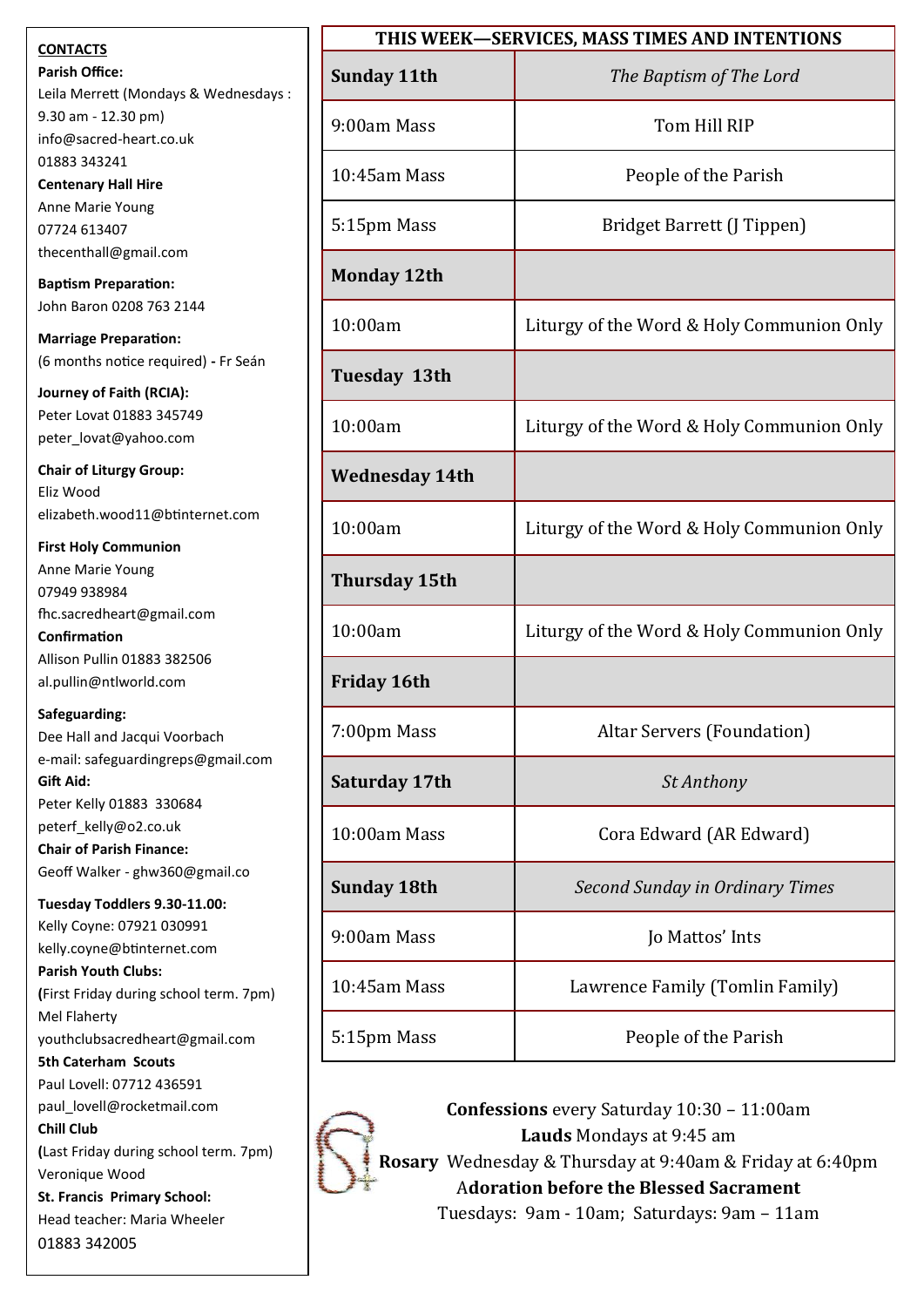## CONTACTS

**Parish Office:**
Leila Merrett (Mondays & Wednesdays : 9.30 am - 12.30 pm)
info@sacred-heart.co.uk
01883 343241

**Centenary Hall Hire**
Anne Marie Young
07724 613407
thecenthall@gmail.com

**Baptism Preparation:**
John Baron 0208 763 2144

**Marriage Preparation:**
(6 months notice required) - Fr Seán

**Journey of Faith (RCIA):**
Peter Lovat 01883 345749
peter_lovat@yahoo.com

**Chair of Liturgy Group:**
Eliz Wood
elizabeth.wood11@btinternet.com

**First Holy Communion**
Anne Marie Young
07949 938984
fhc.sacredheart@gmail.com

**Confirmation**
Allison Pullin 01883 382506
al.pullin@ntlworld.com

**Safeguarding:**
Dee Hall and Jacqui Voorbach
e-mail: safeguardingreps@gmail.com

**Gift Aid:**
Peter Kelly 01883 330684
peterf_kelly@o2.co.uk

**Chair of Parish Finance:**
Geoff Walker - ghw360@gmail.co

**Tuesday Toddlers 9.30-11.00:**
Kelly Coyne: 07921 030991
kelly.coyne@btinternet.com

**Parish Youth Clubs:**
**(**First Friday during school term. 7pm)
Mel Flaherty
youthclubsacredheart@gmail.com

**5th Caterham Scouts**
Paul Lovell: 07712 436591
paul_lovell@rocketmail.com

**Chill Club**
**(**Last Friday during school term. 7pm)
Veronique Wood

**St. Francis Primary School:**
Head teacher: Maria Wheeler
01883 342005

## THIS WEEK—SERVICES, MASS TIMES AND INTENTIONS

| | |
|---|---|
| **Sunday 11th** | *The Baptism of The Lord* |
| 9:00am Mass | Tom Hill RIP |
| 10:45am Mass | People of the Parish |
| 5:15pm Mass | Bridget Barrett (J Tippen) |
| **Monday 12th** | |
| 10:00am | Liturgy of the Word & Holy Communion Only |
| **Tuesday 13th** | |
| 10:00am | Liturgy of the Word & Holy Communion Only |
| **Wednesday 14th** | |
| 10:00am | Liturgy of the Word & Holy Communion Only |
| **Thursday 15th** | |
| 10:00am | Liturgy of the Word & Holy Communion Only |
| **Friday 16th** | |
| 7:00pm Mass | Altar Servers (Foundation) |
| **Saturday 17th** | *St Anthony* |
| 10:00am Mass | Cora Edward (AR Edward) |
| **Sunday 18th** | *Second Sunday in Ordinary Times* |
| 9:00am Mass | Jo Mattos' Ints |
| 10:45am Mass | Lawrence Family (Tomlin Family) |
| 5:15pm Mass | People of the Parish |

**Confessions** every Saturday 10:30 – 11:00am
**Lauds** Mondays at 9:45 am
**Rosary** Wednesday & Thursday at 9:40am & Friday at 6:40pm
**Adoration before the Blessed Sacrament**
Tuesdays: 9am - 10am; Saturdays: 9am – 11am